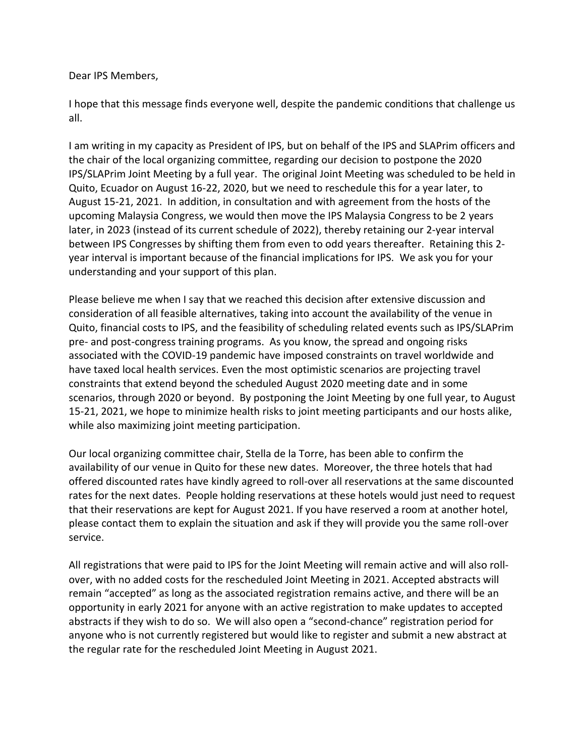Dear IPS Members,

I hope that this message finds everyone well, despite the pandemic conditions that challenge us all.

I am writing in my capacity as President of IPS, but on behalf of the IPS and SLAPrim officers and the chair of the local organizing committee, regarding our decision to postpone the 2020 IPS/SLAPrim Joint Meeting by a full year. The original Joint Meeting was scheduled to be held in Quito, Ecuador on August 16-22, 2020, but we need to reschedule this for a year later, to August 15-21, 2021. In addition, in consultation and with agreement from the hosts of the upcoming Malaysia Congress, we would then move the IPS Malaysia Congress to be 2 years later, in 2023 (instead of its current schedule of 2022), thereby retaining our 2-year interval between IPS Congresses by shifting them from even to odd years thereafter. Retaining this 2-year interval is important because of the financial implications for IPS. We ask you for your understanding and your support of this plan.

Please believe me when I say that we reached this decision after extensive discussion and consideration of all feasible alternatives, taking into account the availability of the venue in Quito, financial costs to IPS, and the feasibility of scheduling related events such as IPS/SLAPrim pre- and post-congress training programs. As you know, the spread and ongoing risks associated with the COVID-19 pandemic have imposed constraints on travel worldwide and have taxed local health services. Even the most optimistic scenarios are projecting travel constraints that extend beyond the scheduled August 2020 meeting date and in some scenarios, through 2020 or beyond. By postponing the Joint Meeting by one full year, to August 15-21, 2021, we hope to minimize health risks to joint meeting participants and our hosts alike, while also maximizing joint meeting participation.

Our local organizing committee chair, Stella de la Torre, has been able to confirm the availability of our venue in Quito for these new dates. Moreover, the three hotels that had offered discounted rates have kindly agreed to roll-over all reservations at the same discounted rates for the next dates. People holding reservations at these hotels would just need to request that their reservations are kept for August 2021. If you have reserved a room at another hotel, please contact them to explain the situation and ask if they will provide you the same roll-over service.

All registrations that were paid to IPS for the Joint Meeting will remain active and will also roll-over, with no added costs for the rescheduled Joint Meeting in 2021. Accepted abstracts will remain "accepted" as long as the associated registration remains active, and there will be an opportunity in early 2021 for anyone with an active registration to make updates to accepted abstracts if they wish to do so. We will also open a "second-chance" registration period for anyone who is not currently registered but would like to register and submit a new abstract at the regular rate for the rescheduled Joint Meeting in August 2021.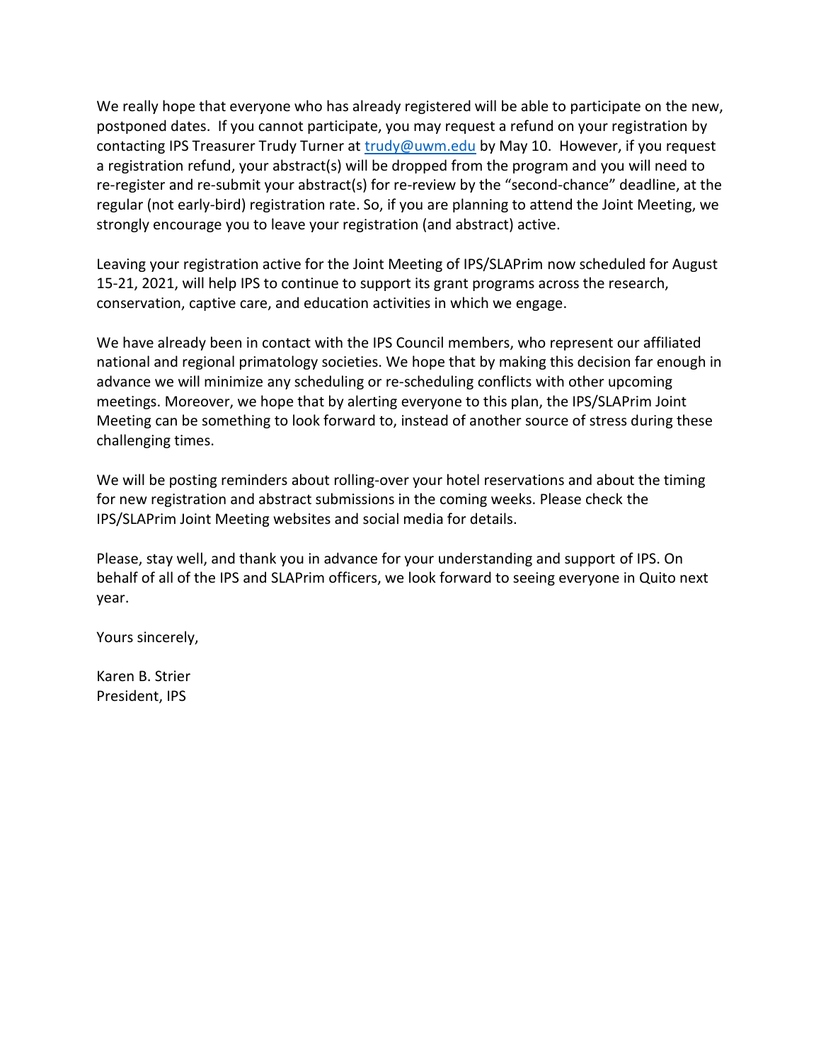We really hope that everyone who has already registered will be able to participate on the new, postponed dates. If you cannot participate, you may request a refund on your registration by contacting IPS Treasurer Trudy Turner at [trudy@uwm.edu](mailto:trudy@uwm.edu) by May 10. However, if you request a registration refund, your abstract(s) will be dropped from the program and you will need to re-register and re-submit your abstract(s) for re-review by the "second-chance" deadline, at the regular (not early-bird) registration rate. So, if you are planning to attend the Joint Meeting, we strongly encourage you to leave your registration (and abstract) active.

Leaving your registration active for the Joint Meeting of IPS/SLAPrim now scheduled for August 15-21, 2021, will help IPS to continue to support its grant programs across the research, conservation, captive care, and education activities in which we engage.

We have already been in contact with the IPS Council members, who represent our affiliated national and regional primatology societies. We hope that by making this decision far enough in advance we will minimize any scheduling or re-scheduling conflicts with other upcoming meetings. Moreover, we hope that by alerting everyone to this plan, the IPS/SLAPrim Joint Meeting can be something to look forward to, instead of another source of stress during these challenging times.

We will be posting reminders about rolling-over your hotel reservations and about the timing for new registration and abstract submissions in the coming weeks. Please check the IPS/SLAPrim Joint Meeting websites and social media for details.

Please, stay well, and thank you in advance for your understanding and support of IPS. On behalf of all of the IPS and SLAPrim officers, we look forward to seeing everyone in Quito next year.

Yours sincerely,

Karen B. Strier
President, IPS